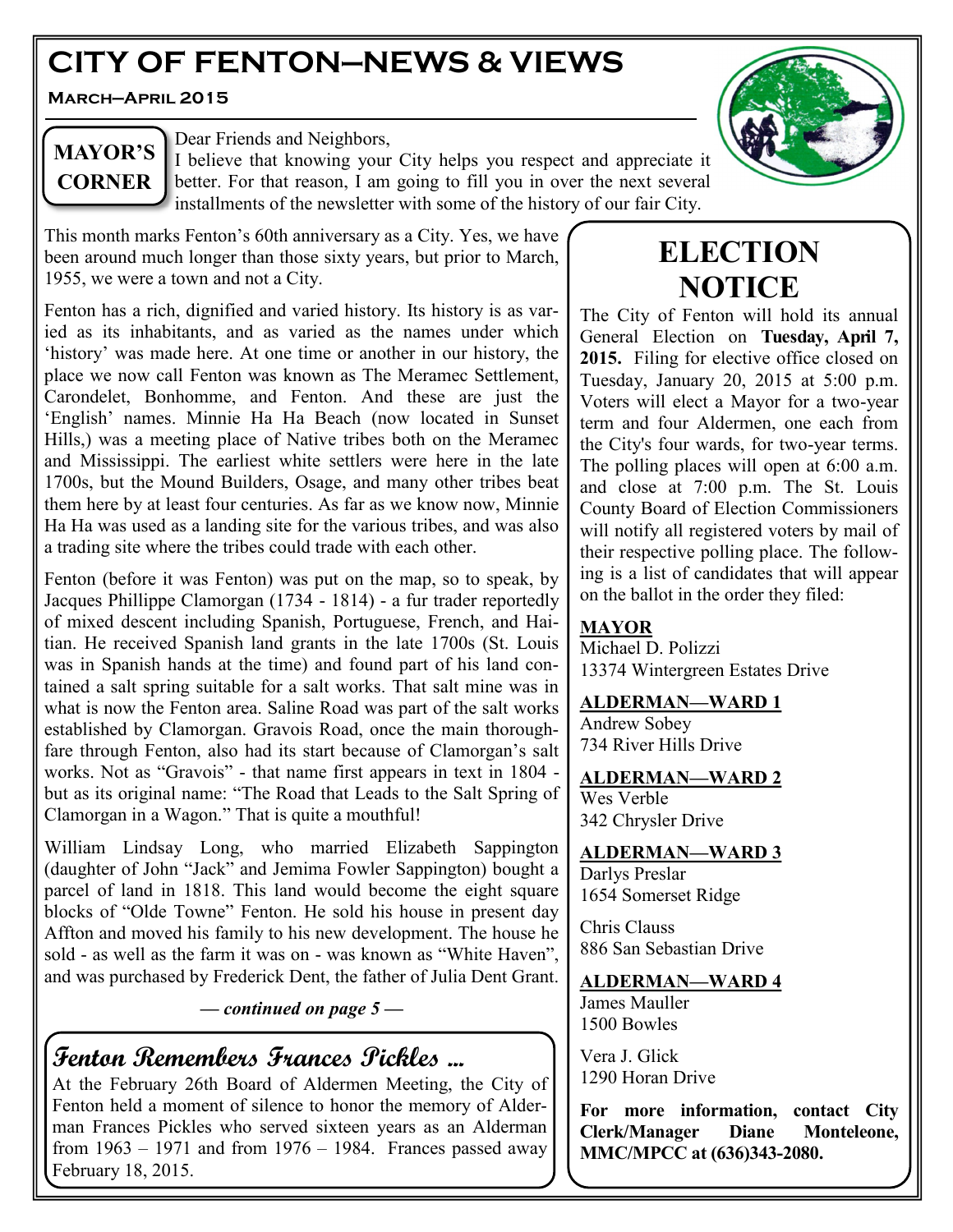# CITY OF FENTON—NEWS & VIEWS

**March—April 2015**

## MAYOR'S CORNER

Dear Friends and Neighbors,

I believe that knowing your City helps you respect and appreciate it better. For that reason, I am going to fill you in over the next several installments of the newsletter with some of the history of our fair City.

This month marks Fenton's 60th anniversary as a City. Yes, we have been around much longer than those sixty years, but prior to March, 1955, we were a town and not a City.

Fenton has a rich, dignified and varied history. Its history is as varied as its inhabitants, and as varied as the names under which 'history' was made here. At one time or another in our history, the place we now call Fenton was known as The Meramec Settlement, Carondelet, Bonhomme, and Fenton. And these are just the 'English' names. Minnie Ha Ha Beach (now located in Sunset Hills,) was a meeting place of Native tribes both on the Meramec and Mississippi. The earliest white settlers were here in the late 1700s, but the Mound Builders, Osage, and many other tribes beat them here by at least four centuries. As far as we know now, Minnie Ha Ha was used as a landing site for the various tribes, and was also a trading site where the tribes could trade with each other.

Fenton (before it was Fenton) was put on the map, so to speak, by Jacques Phillippe Clamorgan (1734 - 1814) - a fur trader reportedly of mixed descent including Spanish, Portuguese, French, and Haitian. He received Spanish land grants in the late 1700s (St. Louis was in Spanish hands at the time) and found part of his land contained a salt spring suitable for a salt works. That salt mine was in what is now the Fenton area. Saline Road was part of the salt works established by Clamorgan. Gravois Road, once the main thoroughfare through Fenton, also had its start because of Clamorgan's salt works. Not as "Gravois" - that name first appears in text in 1804 - but as its original name: "The Road that Leads to the Salt Spring of Clamorgan in a Wagon." That is quite a mouthful!

William Lindsay Long, who married Elizabeth Sappington (daughter of John "Jack" and Jemima Fowler Sappington) bought a parcel of land in 1818. This land would become the eight square blocks of "Olde Towne" Fenton. He sold his house in present day Affton and moved his family to his new development. The house he sold - as well as the farm it was on - was known as "White Haven", and was purchased by Frederick Dent, the father of Julia Dent Grant.

***— continued on page 5 —***

## Fenton Remembers Frances Pickles ...

At the February 26th Board of Aldermen Meeting, the City of Fenton held a moment of silence to honor the memory of Alderman Frances Pickles who served sixteen years as an Alderman from 1963 – 1971 and from 1976 – 1984. Frances passed away February 18, 2015.

## ELECTION NOTICE

The City of Fenton will hold its annual General Election on **Tuesday, April 7, 2015.** Filing for elective office closed on Tuesday, January 20, 2015 at 5:00 p.m. Voters will elect a Mayor for a two-year term and four Aldermen, one each from the City's four wards, for two-year terms. The polling places will open at 6:00 a.m. and close at 7:00 p.m. The St. Louis County Board of Election Commissioners will notify all registered voters by mail of their respective polling place. The following is a list of candidates that will appear on the ballot in the order they filed:

**MAYOR**

Michael D. Polizzi
13374 Wintergreen Estates Drive

**ALDERMAN—WARD 1**

Andrew Sobey
734 River Hills Drive

**ALDERMAN—WARD 2**

Wes Verble
342 Chrysler Drive

**ALDERMAN—WARD 3**

Darlys Preslar
1654 Somerset Ridge

Chris Clauss
886 San Sebastian Drive

**ALDERMAN—WARD 4**

James Mauller
1500 Bowles

Vera J. Glick
1290 Horan Drive

**For more information, contact City Clerk/Manager Diane Monteleone, MMC/MPCC at (636)343-2080.**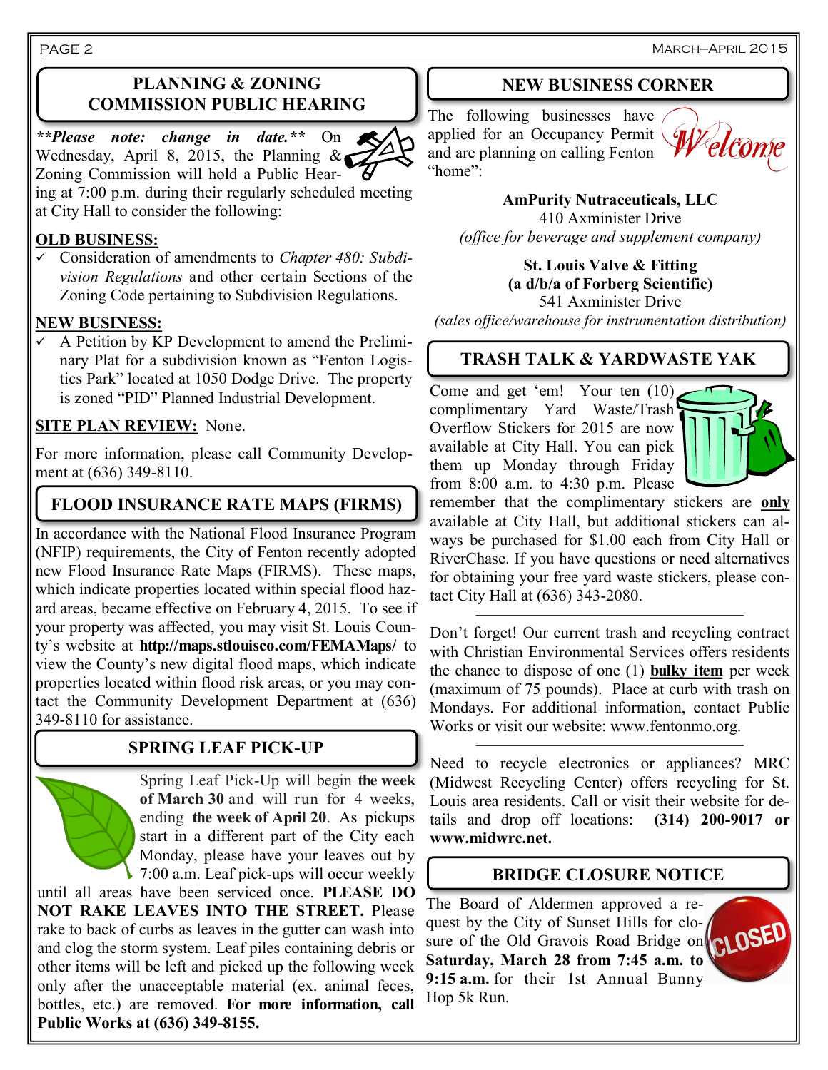## PLANNING & ZONING COMMISSION PUBLIC HEARING

***\*\*Please note: change in date.\*\**** On Wednesday, April 8, 2015, the Planning & Zoning Commission will hold a Public Hearing at 7:00 p.m. during their regularly scheduled meeting at City Hall to consider the following:

**OLD BUSINESS:**

- ✓ Consideration of amendments to *Chapter 480: Subdivision Regulations* and other certain Sections of the Zoning Code pertaining to Subdivision Regulations.

**NEW BUSINESS:**

- ✓ A Petition by KP Development to amend the Preliminary Plat for a subdivision known as "Fenton Logistics Park" located at 1050 Dodge Drive. The property is zoned "PID" Planned Industrial Development.

**SITE PLAN REVIEW:** None.

For more information, please call Community Development at (636) 349-8110.

## FLOOD INSURANCE RATE MAPS (FIRMS)

In accordance with the National Flood Insurance Program (NFIP) requirements, the City of Fenton recently adopted new Flood Insurance Rate Maps (FIRMS). These maps, which indicate properties located within special flood hazard areas, became effective on February 4, 2015. To see if your property was affected, you may visit St. Louis County's website at **http://maps.stlouisco.com/FEMAMaps/** to view the County's new digital flood maps, which indicate properties located within flood risk areas, or you may contact the Community Development Department at (636) 349-8110 for assistance.

## SPRING LEAF PICK-UP

Spring Leaf Pick-Up will begin **the week of March 30** and will run for 4 weeks, ending **the week of April 20**. As pickups start in a different part of the City each Monday, please have your leaves out by 7:00 a.m. Leaf pick-ups will occur weekly until all areas have been serviced once. **PLEASE DO NOT RAKE LEAVES INTO THE STREET.** Please rake to back of curbs as leaves in the gutter can wash into and clog the storm system. Leaf piles containing debris or other items will be left and picked up the following week only after the unacceptable material (ex. animal feces, bottles, etc.) are removed. **For more information, call Public Works at (636) 349-8155.**

## NEW BUSINESS CORNER

The following businesses have applied for an Occupancy Permit and are planning on calling Fenton "home":

**AmPurity Nutraceuticals, LLC**
410 Axminister Drive
*(office for beverage and supplement company)*

**St. Louis Valve & Fitting**
**(a d/b/a of Forberg Scientific)**
541 Axminister Drive
*(sales office/warehouse for instrumentation distribution)*

## TRASH TALK & YARDWASTE YAK

Come and get 'em! Your ten (10) complimentary Yard Waste/Trash Overflow Stickers for 2015 are now available at City Hall. You can pick them up Monday through Friday from 8:00 a.m. to 4:30 p.m. Please remember that the complimentary stickers are **only** available at City Hall, but additional stickers can always be purchased for $1.00 each from City Hall or RiverChase. If you have questions or need alternatives for obtaining your free yard waste stickers, please contact City Hall at (636) 343-2080.

---

Don't forget! Our current trash and recycling contract with Christian Environmental Services offers residents the chance to dispose of one (1) **bulky item** per week (maximum of 75 pounds). Place at curb with trash on Mondays. For additional information, contact Public Works or visit our website: www.fentonmo.org.

---

Need to recycle electronics or appliances? MRC (Midwest Recycling Center) offers recycling for St. Louis area residents. Call or visit their website for details and drop off locations: **(314) 200-9017 or www.midwrc.net.**

## BRIDGE CLOSURE NOTICE

The Board of Aldermen approved a request by the City of Sunset Hills for closure of the Old Gravois Road Bridge on **Saturday, March 28 from 7:45 a.m. to 9:15 a.m.** for their 1st Annual Bunny Hop 5k Run.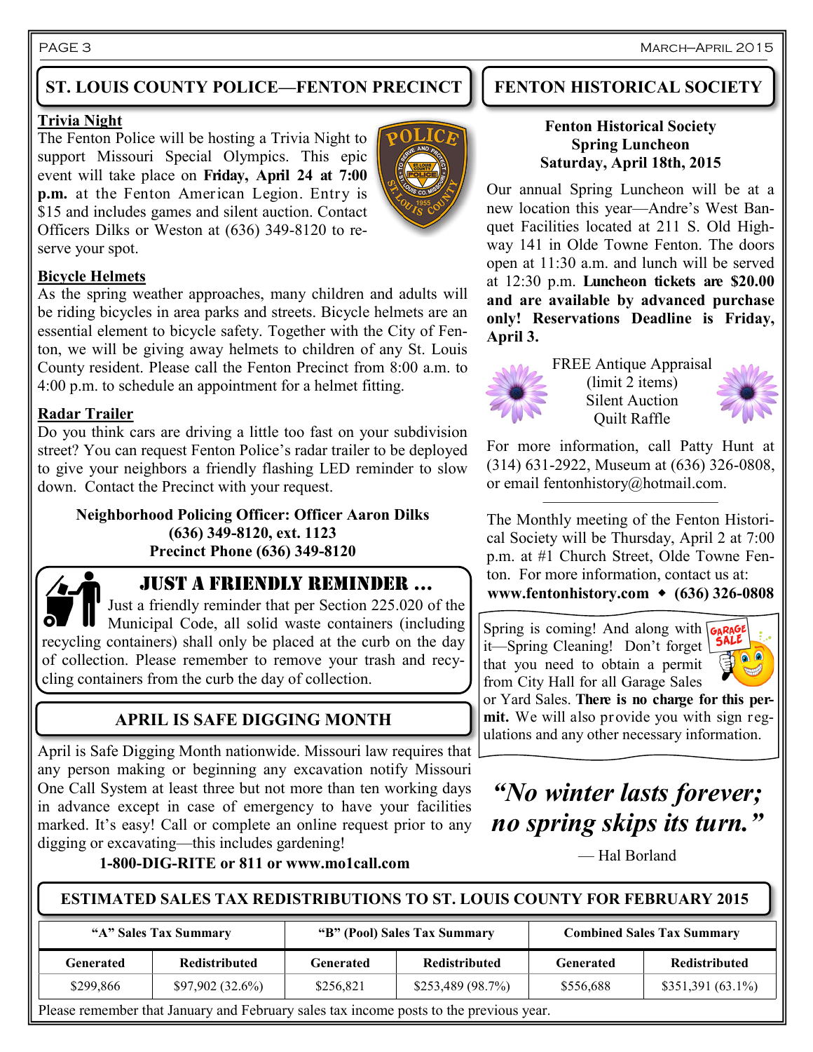## ST. LOUIS COUNTY POLICE—FENTON PRECINCT

**Trivia Night**

The Fenton Police will be hosting a Trivia Night to support Missouri Special Olympics. This epic event will take place on **Friday, April 24 at 7:00 p.m.** at the Fenton American Legion. Entry is $15 and includes games and silent auction. Contact Officers Dilks or Weston at (636) 349-8120 to reserve your spot.

**Bicycle Helmets**

As the spring weather approaches, many children and adults will be riding bicycles in area parks and streets. Bicycle helmets are an essential element to bicycle safety. Together with the City of Fenton, we will be giving away helmets to children of any St. Louis County resident. Please call the Fenton Precinct from 8:00 a.m. to 4:00 p.m. to schedule an appointment for a helmet fitting.

**Radar Trailer**

Do you think cars are driving a little too fast on your subdivision street? You can request Fenton Police's radar trailer to be deployed to give your neighbors a friendly flashing LED reminder to slow down. Contact the Precinct with your request.

**Neighborhood Policing Officer: Officer Aaron Dilks**
**(636) 349-8120, ext. 1123**
**Precinct Phone (636) 349-8120**

## JUST A FRIENDLY REMINDER …

Just a friendly reminder that per Section 225.020 of the Municipal Code, all solid waste containers (including recycling containers) shall only be placed at the curb on the day of collection. Please remember to remove your trash and recycling containers from the curb the day of collection.

## APRIL IS SAFE DIGGING MONTH

April is Safe Digging Month nationwide. Missouri law requires that any person making or beginning any excavation notify Missouri One Call System at least three but not more than ten working days in advance except in case of emergency to have your facilities marked. It's easy! Call or complete an online request prior to any digging or excavating—this includes gardening!

**1-800-DIG-RITE or 811 or www.mo1call.com**

## FENTON HISTORICAL SOCIETY

**Fenton Historical Society**
**Spring Luncheon**
**Saturday, April 18th, 2015**

Our annual Spring Luncheon will be at a new location this year—Andre's West Banquet Facilities located at 211 S. Old Highway 141 in Olde Towne Fenton. The doors open at 11:30 a.m. and lunch will be served at 12:30 p.m. **Luncheon tickets are $20.00 and are available by advanced purchase only! Reservations Deadline is Friday, April 3.**

FREE Antique Appraisal
(limit 2 items)
Silent Auction
Quilt Raffle

For more information, call Patty Hunt at (314) 631-2922, Museum at (636) 326-0808, or email fentonhistory@hotmail.com.

The Monthly meeting of the Fenton Historical Society will be Thursday, April 2 at 7:00 p.m. at #1 Church Street, Olde Towne Fenton. For more information, contact us at:
**www.fentonhistory.com ◆ (636) 326-0808**

Spring is coming! And along with it—Spring Cleaning! Don't forget that you need to obtain a permit from City Hall for all Garage Sales or Yard Sales. **There is no charge for this permit.** We will also provide you with sign regulations and any other necessary information.

***"No winter lasts forever; no spring skips its turn."***

— Hal Borland

## ESTIMATED SALES TAX REDISTRIBUTIONS TO ST. LOUIS COUNTY FOR FEBRUARY 2015

| "A" Sales Tax Summary | | "B" (Pool) Sales Tax Summary | | Combined Sales Tax Summary | |
|---|---|---|---|---|---|
| **Generated** | **Redistributed** | **Generated** | **Redistributed** | **Generated** | **Redistributed** |
| $299,866 | $97,902 (32.6%) | $256,821 | $253,489 (98.7%) | $556,688 | $351,391 (63.1%) |

Please remember that January and February sales tax income posts to the previous year.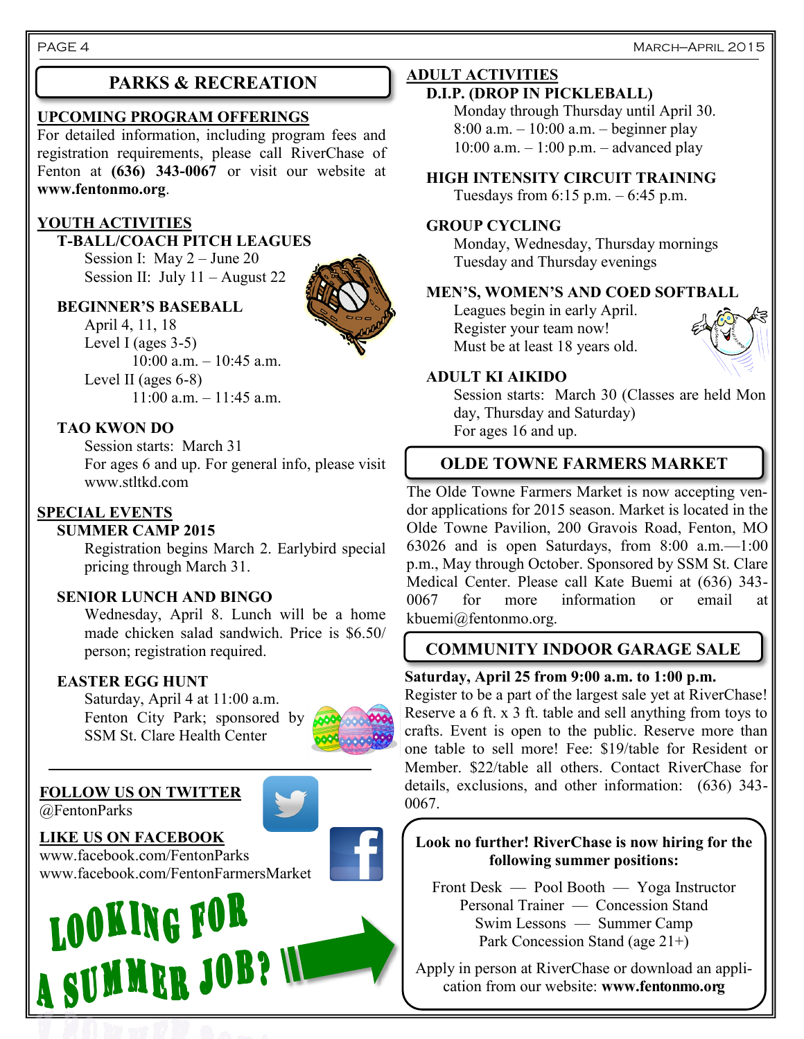# PARKS & RECREATION

## UPCOMING PROGRAM OFFERINGS

For detailed information, including program fees and registration requirements, please call RiverChase of Fenton at **(636) 343-0067** or visit our website at **www.fentonmo.org**.

## YOUTH ACTIVITIES

### T-BALL/COACH PITCH LEAGUES

Session I: May 2 – June 20
Session II: July 11 – August 22

### BEGINNER'S BASEBALL

April 4, 11, 18
Level I (ages 3-5)
10:00 a.m. – 10:45 a.m.
Level II (ages 6-8)
11:00 a.m. – 11:45 a.m.

### TAO KWON DO

Session starts: March 31
For ages 6 and up. For general info, please visit www.stltkd.com

## SPECIAL EVENTS

### SUMMER CAMP 2015

Registration begins March 2. Earlybird special pricing through March 31.

### SENIOR LUNCH AND BINGO

Wednesday, April 8. Lunch will be a home made chicken salad sandwich. Price is $6.50/ person; registration required.

### EASTER EGG HUNT

Saturday, April 4 at 11:00 a.m.
Fenton City Park; sponsored by SSM St. Clare Health Center

## FOLLOW US ON TWITTER

@FentonParks

## LIKE US ON FACEBOOK

www.facebook.com/FentonParks
www.facebook.com/FentonFarmersMarket

**LOOKING FOR A SUMMER JOB?**

## ADULT ACTIVITIES

### D.I.P. (DROP IN PICKLEBALL)

Monday through Thursday until April 30.
8:00 a.m. – 10:00 a.m. – beginner play
10:00 a.m. – 1:00 p.m. – advanced play

### HIGH INTENSITY CIRCUIT TRAINING

Tuesdays from 6:15 p.m. – 6:45 p.m.

### GROUP CYCLING

Monday, Wednesday, Thursday mornings
Tuesday and Thursday evenings

### MEN'S, WOMEN'S AND COED SOFTBALL

Leagues begin in early April.
Register your team now!
Must be at least 18 years old.

### ADULT KI AIKIDO

Session starts: March 30 (Classes are held Monday, Thursday and Saturday)
For ages 16 and up.

# OLDE TOWNE FARMERS MARKET

The Olde Towne Farmers Market is now accepting vendor applications for 2015 season. Market is located in the Olde Towne Pavilion, 200 Gravois Road, Fenton, MO 63026 and is open Saturdays, from 8:00 a.m.—1:00 p.m., May through October. Sponsored by SSM St. Clare Medical Center. Please call Kate Buemi at (636) 343-0067 for more information or email at kbuemi@fentonmo.org.

# COMMUNITY INDOOR GARAGE SALE

**Saturday, April 25 from 9:00 a.m. to 1:00 p.m.**
Register to be a part of the largest sale yet at RiverChase! Reserve a 6 ft. x 3 ft. table and sell anything from toys to crafts. Event is open to the public. Reserve more than one table to sell more! Fee: $19/table for Resident or Member. $22/table all others. Contact RiverChase for details, exclusions, and other information: (636) 343-0067.

**Look no further! RiverChase is now hiring for the following summer positions:**

Front Desk — Pool Booth — Yoga Instructor
Personal Trainer — Concession Stand
Swim Lessons — Summer Camp
Park Concession Stand (age 21+)

Apply in person at RiverChase or download an application from our website: **www.fentonmo.org**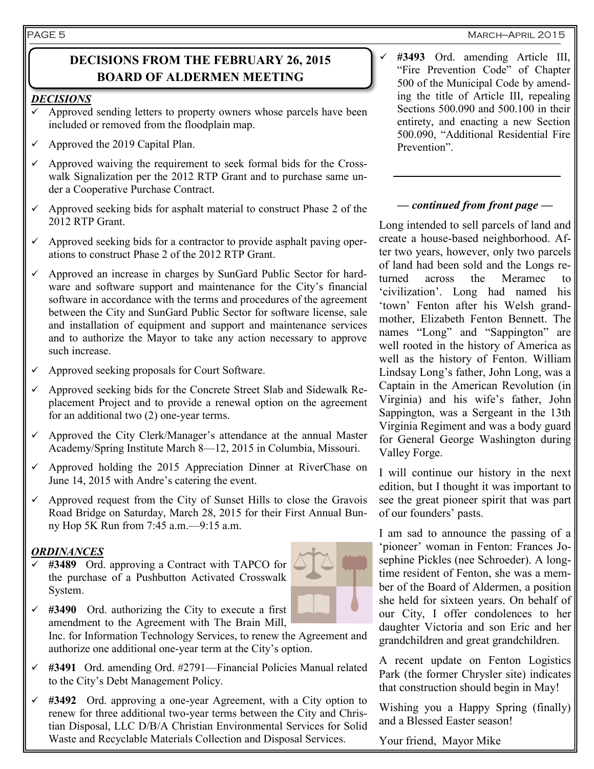## DECISIONS FROM THE FEBRUARY 26, 2015 BOARD OF ALDERMEN MEETING

***DECISIONS***

- ✓ Approved sending letters to property owners whose parcels have been included or removed from the floodplain map.
- ✓ Approved the 2019 Capital Plan.
- ✓ Approved waiving the requirement to seek formal bids for the Crosswalk Signalization per the 2012 RTP Grant and to purchase same under a Cooperative Purchase Contract.
- ✓ Approved seeking bids for asphalt material to construct Phase 2 of the 2012 RTP Grant.
- ✓ Approved seeking bids for a contractor to provide asphalt paving operations to construct Phase 2 of the 2012 RTP Grant.
- ✓ Approved an increase in charges by SunGard Public Sector for hardware and software support and maintenance for the City's financial software in accordance with the terms and procedures of the agreement between the City and SunGard Public Sector for software license, sale and installation of equipment and support and maintenance services and to authorize the Mayor to take any action necessary to approve such increase.
- ✓ Approved seeking proposals for Court Software.
- ✓ Approved seeking bids for the Concrete Street Slab and Sidewalk Replacement Project and to provide a renewal option on the agreement for an additional two (2) one-year terms.
- ✓ Approved the City Clerk/Manager's attendance at the annual Master Academy/Spring Institute March 8—12, 2015 in Columbia, Missouri.
- ✓ Approved holding the 2015 Appreciation Dinner at RiverChase on June 14, 2015 with Andre's catering the event.
- ✓ Approved request from the City of Sunset Hills to close the Gravois Road Bridge on Saturday, March 28, 2015 for their First Annual Bunny Hop 5K Run from 7:45 a.m.—9:15 a.m.

***ORDINANCES***

- ✓ **#3489** Ord. approving a Contract with TAPCO for the purchase of a Pushbutton Activated Crosswalk System.
- ✓ **#3490** Ord. authorizing the City to execute a first amendment to the Agreement with The Brain Mill, Inc. for Information Technology Services, to renew the Agreement and authorize one additional one-year term at the City's option.
- ✓ **#3491** Ord. amending Ord. #2791—Financial Policies Manual related to the City's Debt Management Policy.
- ✓ **#3492** Ord. approving a one-year Agreement, with a City option to renew for three additional two-year terms between the City and Christian Disposal, LLC D/B/A Christian Environmental Services for Solid Waste and Recyclable Materials Collection and Disposal Services.
- ✓ **#3493** Ord. amending Article III, "Fire Prevention Code" of Chapter 500 of the Municipal Code by amending the title of Article III, repealing Sections 500.090 and 500.100 in their entirety, and enacting a new Section 500.090, "Additional Residential Fire Prevention".

***— continued from front page —***

Long intended to sell parcels of land and create a house-based neighborhood. After two years, however, only two parcels of land had been sold and the Longs returned across the Meramec to 'civilization'. Long had named his 'town' Fenton after his Welsh grandmother, Elizabeth Fenton Bennett. The names "Long" and "Sappington" are well rooted in the history of America as well as the history of Fenton. William Lindsay Long's father, John Long, was a Captain in the American Revolution (in Virginia) and his wife's father, John Sappington, was a Sergeant in the 13th Virginia Regiment and was a body guard for General George Washington during Valley Forge.

I will continue our history in the next edition, but I thought it was important to see the great pioneer spirit that was part of our founders' pasts.

I am sad to announce the passing of a 'pioneer' woman in Fenton: Frances Josephine Pickles (nee Schroeder). A longtime resident of Fenton, she was a member of the Board of Aldermen, a position she held for sixteen years. On behalf of our City, I offer condolences to her daughter Victoria and son Eric and her grandchildren and great grandchildren.

A recent update on Fenton Logistics Park (the former Chrysler site) indicates that construction should begin in May!

Wishing you a Happy Spring (finally) and a Blessed Easter season!

Your friend, Mayor Mike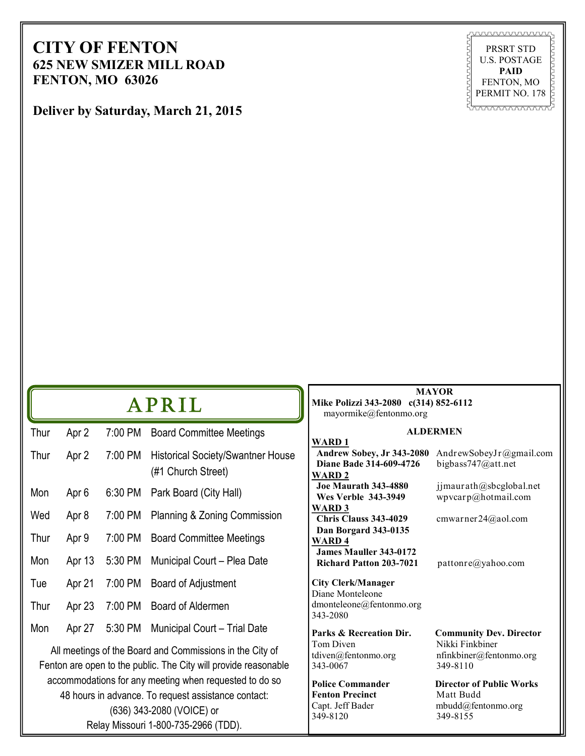# CITY OF FENTON

**625 NEW SMIZER MILL ROAD**
**FENTON, MO 63026**

**Deliver by Saturday, March 21, 2015**

PRSRT STD
U.S. POSTAGE
**PAID**
FENTON, MO
PERMIT NO. 178

## APRIL

| | | | |
|---|---|---|---|
| Thur | Apr 2 | 7:00 PM | Board Committee Meetings |
| Thur | Apr 2 | 7:00 PM | Historical Society/Swantner House (#1 Church Street) |
| Mon | Apr 6 | 6:30 PM | Park Board (City Hall) |
| Wed | Apr 8 | 7:00 PM | Planning & Zoning Commission |
| Thur | Apr 9 | 7:00 PM | Board Committee Meetings |
| Mon | Apr 13 | 5:30 PM | Municipal Court – Plea Date |
| Tue | Apr 21 | 7:00 PM | Board of Adjustment |
| Thur | Apr 23 | 7:00 PM | Board of Aldermen |
| Mon | Apr 27 | 5:30 PM | Municipal Court – Trial Date |

All meetings of the Board and Commissions in the City of Fenton are open to the public. The City will provide reasonable accommodations for any meeting when requested to do so 48 hours in advance. To request assistance contact: (636) 343-2080 (VOICE) or Relay Missouri 1-800-735-2966 (TDD).

**MAYOR**

**Mike Polizzi 343-2080 c(314) 852-6112**
mayormike@fentonmo.org

**ALDERMEN**

**WARD 1**
**Andrew Sobey, Jr 343-2080** AndrewSobeyJr@gmail.com
**Diane Bade 314-609-4726** bigbass747@att.net

**WARD 2**
**Joe Maurath 343-4880** jjmaurath@sbcglobal.net
**Wes Verble 343-3949** wpvcarp@hotmail.com

**WARD 3**
**Chris Clauss 343-4029** cmwarner24@aol.com
**Dan Borgard 343-0135**

**WARD 4**
**James Mauller 343-0172**
**Richard Patton 203-7021** pattonre@yahoo.com

**City Clerk/Manager**
Diane Monteleone
dmonteleone@fentonmo.org
343-2080

**Parks & Recreation Dir.**
Tom Diven
tdiven@fentonmo.org
343-0067

**Community Dev. Director**
Nikki Finkbiner
nfinkbiner@fentonmo.org
349-8110

**Police Commander**
**Fenton Precinct**
Capt. Jeff Bader
349-8120

**Director of Public Works**
Matt Budd
mbudd@fentonmo.org
349-8155